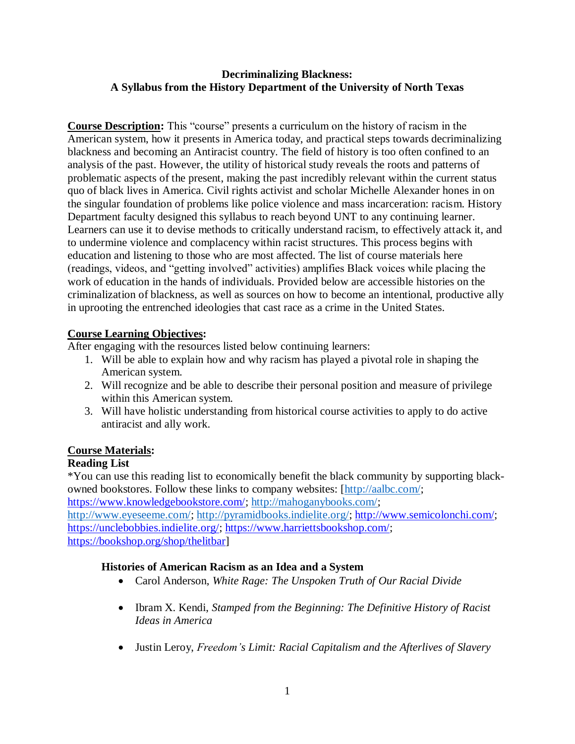**Decriminalizing Blackness:**
**A Syllabus from the History Department of the University of North Texas**

**Course Description:** This "course" presents a curriculum on the history of racism in the American system, how it presents in America today, and practical steps towards decriminalizing blackness and becoming an Antiracist country. The field of history is too often confined to an analysis of the past. However, the utility of historical study reveals the roots and patterns of problematic aspects of the present, making the past incredibly relevant within the current status quo of black lives in America. Civil rights activist and scholar Michelle Alexander hones in on the singular foundation of problems like police violence and mass incarceration: racism. History Department faculty designed this syllabus to reach beyond UNT to any continuing learner. Learners can use it to devise methods to critically understand racism, to effectively attack it, and to undermine violence and complacency within racist structures. This process begins with education and listening to those who are most affected. The list of course materials here (readings, videos, and "getting involved" activities) amplifies Black voices while placing the work of education in the hands of individuals. Provided below are accessible histories on the criminalization of blackness, as well as sources on how to become an intentional, productive ally in uprooting the entrenched ideologies that cast race as a crime in the United States.

**Course Learning Objectives:**
After engaging with the resources listed below continuing learners:

1. Will be able to explain how and why racism has played a pivotal role in shaping the American system.
2. Will recognize and be able to describe their personal position and measure of privilege within this American system.
3. Will have holistic understanding from historical course activities to apply to do active antiracist and ally work.

**Course Materials:**

**Reading List**

*You can use this reading list to economically benefit the black community by supporting black-owned bookstores. Follow these links to company websites: [http://aalbc.com/; https://www.knowledgebookstore.com/; http://mahoganybooks.com/; http://www.eyeseeme.com/; http://pyramidbooks.indielite.org/; http://www.semicolonchi.com/; https://unclebobbies.indielite.org/; https://www.harriettsbookshop.com/; https://bookshop.org/shop/thelitbar]

**Histories of American Racism as an Idea and a System**

- Carol Anderson, *White Rage: The Unspoken Truth of Our Racial Divide*
- Ibram X. Kendi, *Stamped from the Beginning: The Definitive History of Racist Ideas in America*
- Justin Leroy, *Freedom's Limit: Racial Capitalism and the Afterlives of Slavery*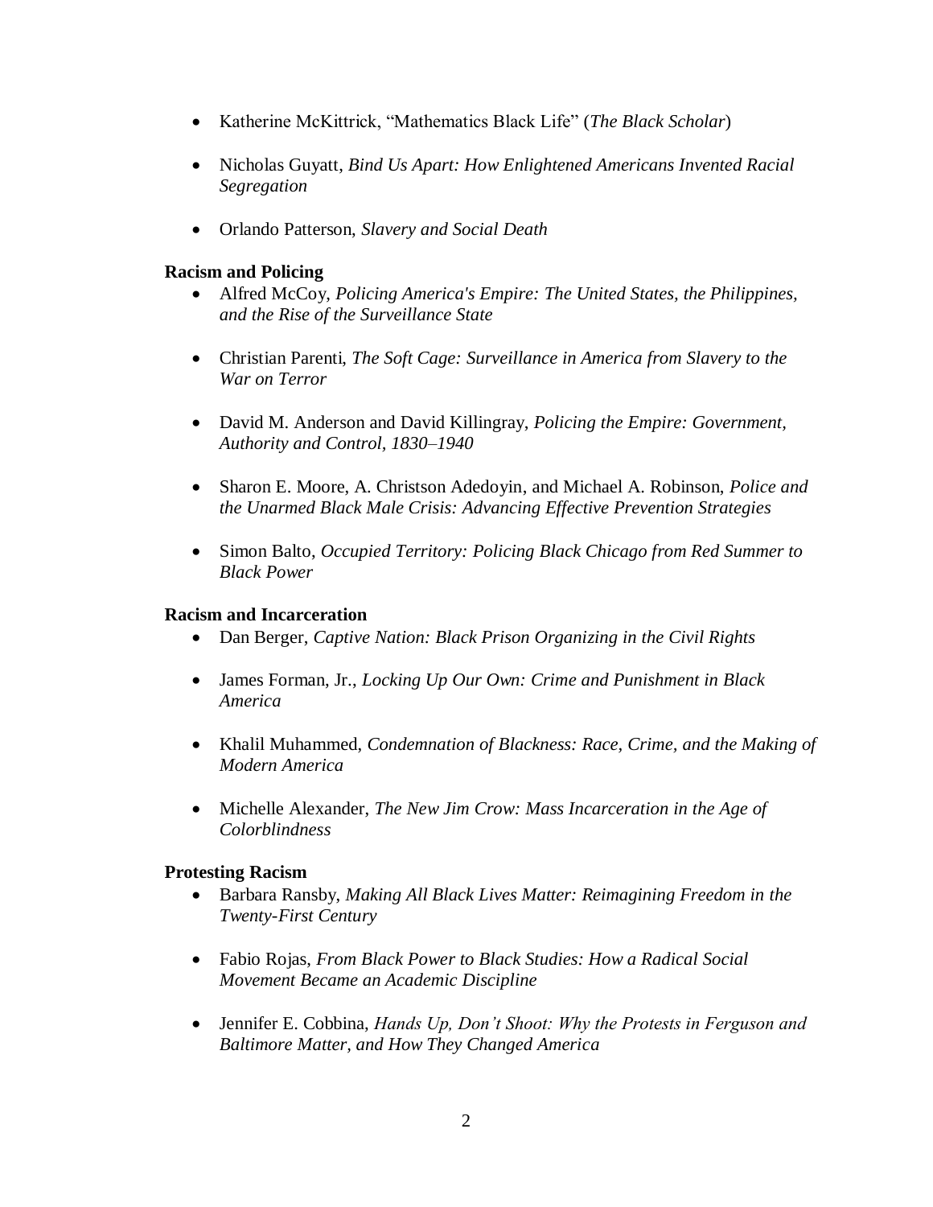- Katherine McKittrick, "Mathematics Black Life" (*The Black Scholar*)

- Nicholas Guyatt, *Bind Us Apart: How Enlightened Americans Invented Racial Segregation*

- Orlando Patterson, *Slavery and Social Death*

**Racism and Policing**

- Alfred McCoy, *Policing America's Empire: The United States, the Philippines, and the Rise of the Surveillance State*

- Christian Parenti, *The Soft Cage: Surveillance in America from Slavery to the War on Terror*

- David M. Anderson and David Killingray, *Policing the Empire: Government, Authority and Control, 1830–1940*

- Sharon E. Moore, A. Christson Adedoyin, and Michael A. Robinson, *Police and the Unarmed Black Male Crisis: Advancing Effective Prevention Strategies*

- Simon Balto, *Occupied Territory: Policing Black Chicago from Red Summer to Black Power*

**Racism and Incarceration**

- Dan Berger, *Captive Nation: Black Prison Organizing in the Civil Rights*

- James Forman, Jr., *Locking Up Our Own: Crime and Punishment in Black America*

- Khalil Muhammed, *Condemnation of Blackness: Race, Crime, and the Making of Modern America*

- Michelle Alexander, *The New Jim Crow: Mass Incarceration in the Age of Colorblindness*

**Protesting Racism**

- Barbara Ransby, *Making All Black Lives Matter: Reimagining Freedom in the Twenty-First Century*

- Fabio Rojas, *From Black Power to Black Studies: How a Radical Social Movement Became an Academic Discipline*

- Jennifer E. Cobbina, *Hands Up, Don't Shoot: Why the Protests in Ferguson and Baltimore Matter, and How They Changed America*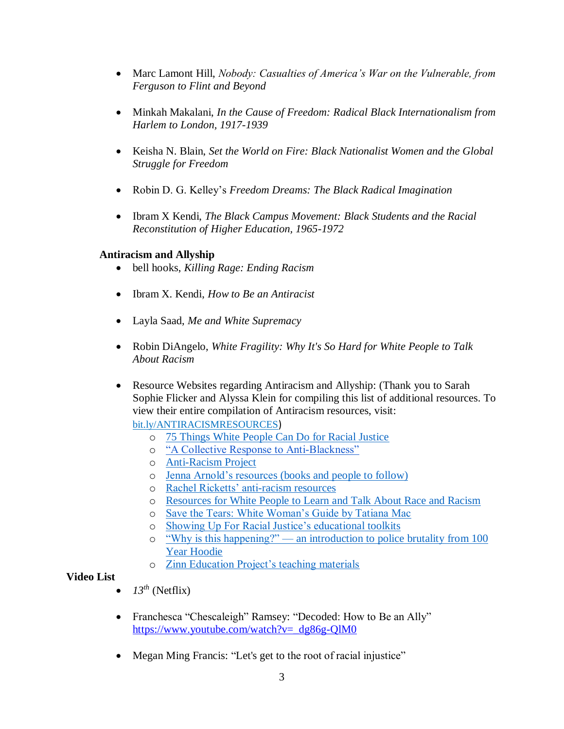- Marc Lamont Hill, *Nobody: Casualties of America's War on the Vulnerable, from Ferguson to Flint and Beyond*

- Minkah Makalani, *In the Cause of Freedom: Radical Black Internationalism from Harlem to London, 1917-1939*

- Keisha N. Blain, *Set the World on Fire: Black Nationalist Women and the Global Struggle for Freedom*

- Robin D. G. Kelley's *Freedom Dreams: The Black Radical Imagination*

- Ibram X Kendi, *The Black Campus Movement: Black Students and the Racial Reconstitution of Higher Education, 1965-1972*

**Antiracism and Allyship**

- bell hooks, *Killing Rage: Ending Racism*

- Ibram X. Kendi, *How to Be an Antiracist*

- Layla Saad, *Me and White Supremacy*

- Robin DiAngelo, *White Fragility: Why It's So Hard for White People to Talk About Racism*

- Resource Websites regarding Antiracism and Allyship: (Thank you to Sarah Sophie Flicker and Alyssa Klein for compiling this list of additional resources. To view their entire compilation of Antiracism resources, visit: bit.ly/ANTIRACISMRESOURCES)
  - 75 Things White People Can Do for Racial Justice
  - "A Collective Response to Anti-Blackness"
  - Anti-Racism Project
  - Jenna Arnold's resources (books and people to follow)
  - Rachel Ricketts' anti-racism resources
  - Resources for White People to Learn and Talk About Race and Racism
  - Save the Tears: White Woman's Guide by Tatiana Mac
  - Showing Up For Racial Justice's educational toolkits
  - "Why is this happening?" — an introduction to police brutality from 100 Year Hoodie
  - Zinn Education Project's teaching materials

**Video List**

- *13th* (Netflix)

- Franchesca "Chescaleigh" Ramsey: "Decoded: How to Be an Ally" https://www.youtube.com/watch?v=_dg86g-QlM0

- Megan Ming Francis: "Let's get to the root of racial injustice"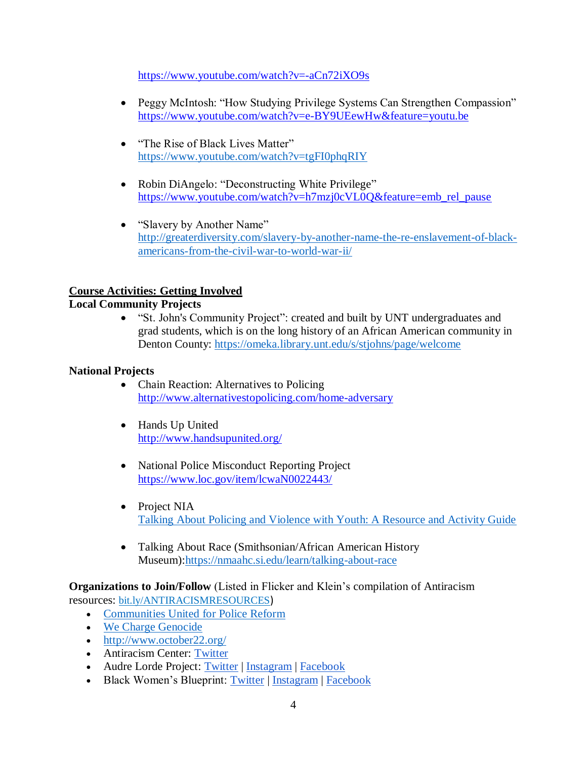https://www.youtube.com/watch?v=-aCn72iXO9s

- Peggy McIntosh: "How Studying Privilege Systems Can Strengthen Compassion"
  https://www.youtube.com/watch?v=e-BY9UEewHw&feature=youtu.be

- "The Rise of Black Lives Matter"
  https://www.youtube.com/watch?v=tgFI0phqRIY

- Robin DiAngelo: "Deconstructing White Privilege"
  https://www.youtube.com/watch?v=h7mzj0cVL0Q&feature=emb_rel_pause

- "Slavery by Another Name"
  http://greaterdiversity.com/slavery-by-another-name-the-re-enslavement-of-black-americans-from-the-civil-war-to-world-war-ii/

**<u>Course Activities: Getting Involved</u>**

**Local Community Projects**

- "St. John's Community Project": created and built by UNT undergraduates and grad students, which is on the long history of an African American community in Denton County: https://omeka.library.unt.edu/s/stjohns/page/welcome

**National Projects**

- Chain Reaction: Alternatives to Policing
  http://www.alternativestopolicing.com/home-adversary

- Hands Up United
  http://www.handsupunited.org/

- National Police Misconduct Reporting Project
  https://www.loc.gov/item/lcwaN0022443/

- Project NIA
  Talking About Policing and Violence with Youth: A Resource and Activity Guide

- Talking About Race (Smithsonian/African American History Museum):https://nmaahc.si.edu/learn/talking-about-race

**Organizations to Join/Follow** (Listed in Flicker and Klein's compilation of Antiracism resources: bit.ly/ANTIRACISMRESOURCES)

- Communities United for Police Reform
- We Charge Genocide
- http://www.october22.org/
- Antiracism Center: Twitter
- Audre Lorde Project: Twitter | Instagram | Facebook
- Black Women's Blueprint: Twitter | Instagram | Facebook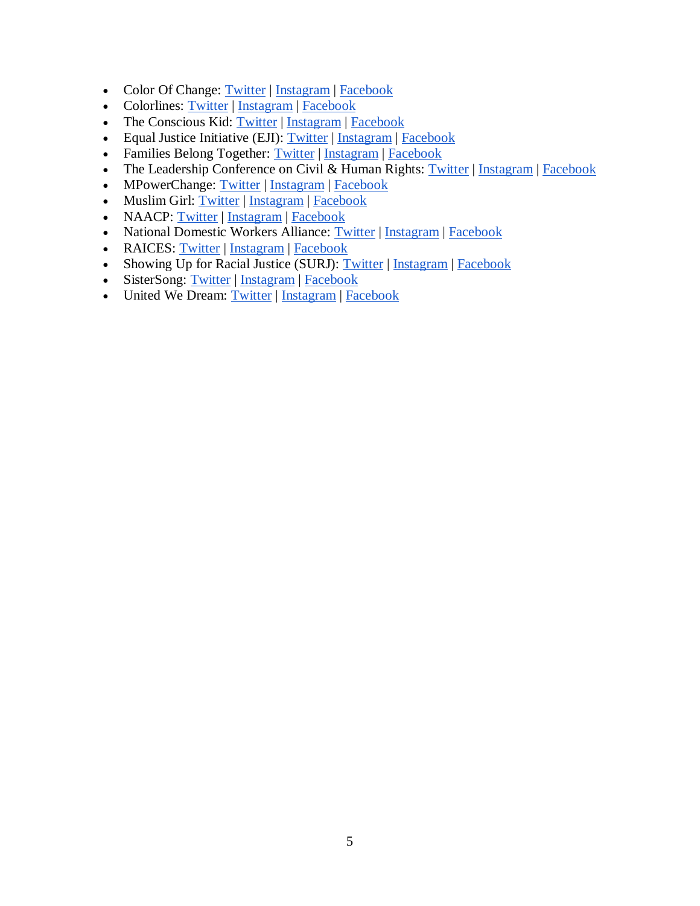- Color Of Change: Twitter | Instagram | Facebook
- Colorlines: Twitter | Instagram | Facebook
- The Conscious Kid: Twitter | Instagram | Facebook
- Equal Justice Initiative (EJI): Twitter | Instagram | Facebook
- Families Belong Together: Twitter | Instagram | Facebook
- The Leadership Conference on Civil & Human Rights: Twitter | Instagram | Facebook
- MPowerChange: Twitter | Instagram | Facebook
- Muslim Girl: Twitter | Instagram | Facebook
- NAACP: Twitter | Instagram | Facebook
- National Domestic Workers Alliance: Twitter | Instagram | Facebook
- RAICES: Twitter | Instagram | Facebook
- Showing Up for Racial Justice (SURJ): Twitter | Instagram | Facebook
- SisterSong: Twitter | Instagram | Facebook
- United We Dream: Twitter | Instagram | Facebook